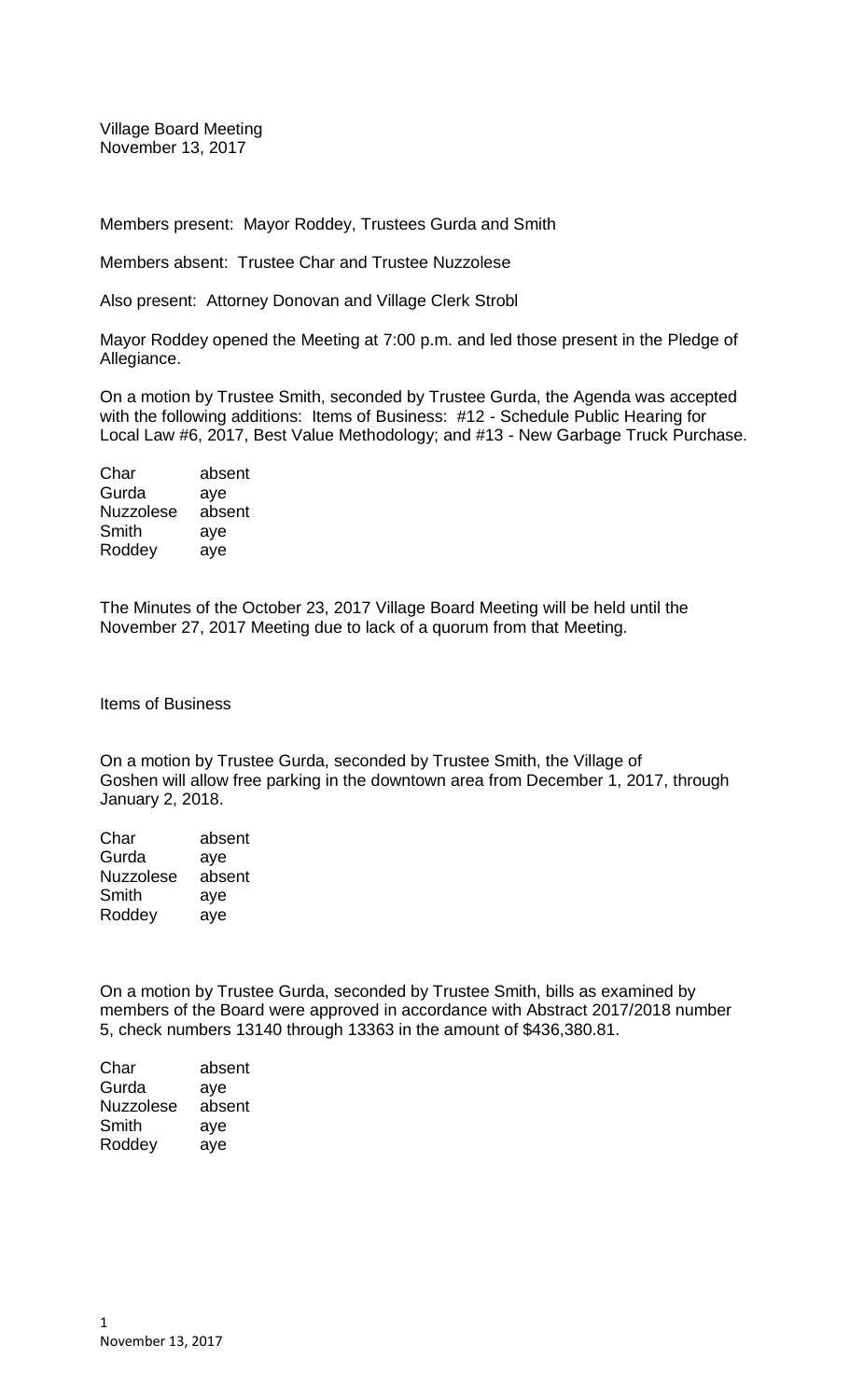Village Board Meeting
November 13, 2017

Members present: Mayor Roddey, Trustees Gurda and Smith

Members absent: Trustee Char and Trustee Nuzzolese

Also present: Attorney Donovan and Village Clerk Strobl

Mayor Roddey opened the Meeting at 7:00 p.m. and led those present in the Pledge of Allegiance.

On a motion by Trustee Smith, seconded by Trustee Gurda, the Agenda was accepted with the following additions: Items of Business: #12 - Schedule Public Hearing for Local Law #6, 2017, Best Value Methodology; and #13 - New Garbage Truck Purchase.

| | |
|---|---|
| Char | absent |
| Gurda | aye |
| Nuzzolese | absent |
| Smith | aye |
| Roddey | aye |

The Minutes of the October 23, 2017 Village Board Meeting will be held until the November 27, 2017 Meeting due to lack of a quorum from that Meeting.

Items of Business

On a motion by Trustee Gurda, seconded by Trustee Smith, the Village of Goshen will allow free parking in the downtown area from December 1, 2017, through January 2, 2018.

| | |
|---|---|
| Char | absent |
| Gurda | aye |
| Nuzzolese | absent |
| Smith | aye |
| Roddey | aye |

On a motion by Trustee Gurda, seconded by Trustee Smith, bills as examined by members of the Board were approved in accordance with Abstract 2017/2018 number 5, check numbers 13140 through 13363 in the amount of $436,380.81.

| | |
|---|---|
| Char | absent |
| Gurda | aye |
| Nuzzolese | absent |
| Smith | aye |
| Roddey | aye |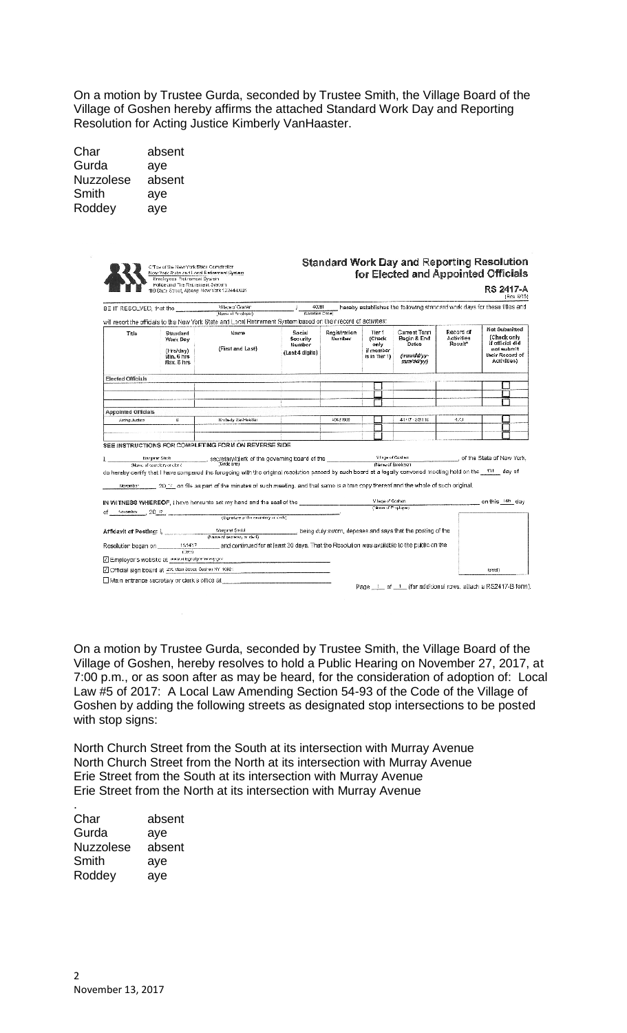On a motion by Trustee Gurda, seconded by Trustee Smith, the Village Board of the Village of Goshen hereby affirms the attached Standard Work Day and Reporting Resolution for Acting Justice Kimberly VanHaaster.

| | |
|---|---|
| Char | absent |
| Gurda | aye |
| Nuzzolese | absent |
| Smith | aye |
| Roddey | aye |

Office of the New York State Comptroller
New York State and Local Retirement System
Employees' Retirement System
Police and Fire Retirement System
110 State Street, Albany, New York 12244-0001

## Standard Work Day and Reporting Resolution for Elected and Appointed Officials

**RS 2417-A** (Rev. 4/15)

BE IT RESOLVED, that the Village of Goshen / 40281 hereby establishes the following standard work days for these titles and will report the officials to the New York State and Local Retirement System based on their record of activities:

| Title | Standard Work Day (Hrs/day) Min. 6 hrs Max. 8 hrs | Name (First and Last) | Social Security Number (Last 4 digits) | Registration Number | Tier 1 (Check only if member is in Tier 1) | Current Term Begin & End Dates (mm/dd/yy-mm/dd/yy) | Record of Activities Result* | Not Submitted (Check only if official did not submit their Record of Activities) |
|---|---|---|---|---|---|---|---|---|
| **Elected Officials** | | | | | | | | |
| | | | | | ☐ | | | ☐ |
| | | | | | ☐ | | | ☐ |
| | | | | | ☐ | | | ☐ |
| **Appointed Officials** | | | | | | | | |
| Acting Justice | 6 | Kimberly VanHaaster | | 40631908 | ☐ | 4/1/17 - 3/31/18 | 4.53 | ☐ |
| | | | | | ☐ | | | ☐ |
| | | | | | ☐ | | | ☐ |

SEE INSTRUCTIONS FOR COMPLETING FORM ON REVERSE SIDE

I, Margaret Strobl (Name of secretary or clerk), secretary/clerk (circle one) of the governing board of the Village of Goshen (Name of Employer), of the State of New York, do hereby certify that I have compared the foregoing with the original resolution passed by such board at a legally convened meeting held on the 13th day of November 20 17 on file as part of the minutes of such meeting, and that same is a true copy thereof and the whole of such original.

IN WITNESS WHEREOF, I have hereunto set my hand and the seal of the Village of Goshen (Name of Employer) on this 14th day of November, 20 17.

(Signature of the secretary or clerk)

Affidavit of Posting: I, Margaret Strobl (Name of secretary or clerk), being duly sworn, deposes and says that the posting of the Resolution began on 11/14/17 (Date) and continued for at least 30 days. That the Resolution was available to the public on the:

☑ Employer's website at www.villageofgoshen-ny.gov

☑ Official sign board at 276 Main Street, Goshen NY 10924

☐ Main entrance secretary or clerk's office at

(seal)

Page 1 of 1 (for additional rows, attach a RS2417-B form)

On a motion by Trustee Gurda, seconded by Trustee Smith, the Village Board of the Village of Goshen, hereby resolves to hold a Public Hearing on November 27, 2017, at 7:00 p.m., or as soon after as may be heard, for the consideration of adoption of: Local Law #5 of 2017: A Local Law Amending Section 54-93 of the Code of the Village of Goshen by adding the following streets as designated stop intersections to be posted with stop signs:

North Church Street from the South at its intersection with Murray Avenue
North Church Street from the North at its intersection with Murray Avenue
Erie Street from the South at its intersection with Murray Avenue
Erie Street from the North at its intersection with Murray Avenue

| | |
|---|---|
| Char | absent |
| Gurda | aye |
| Nuzzolese | absent |
| Smith | aye |
| Roddey | aye |

November 13, 2017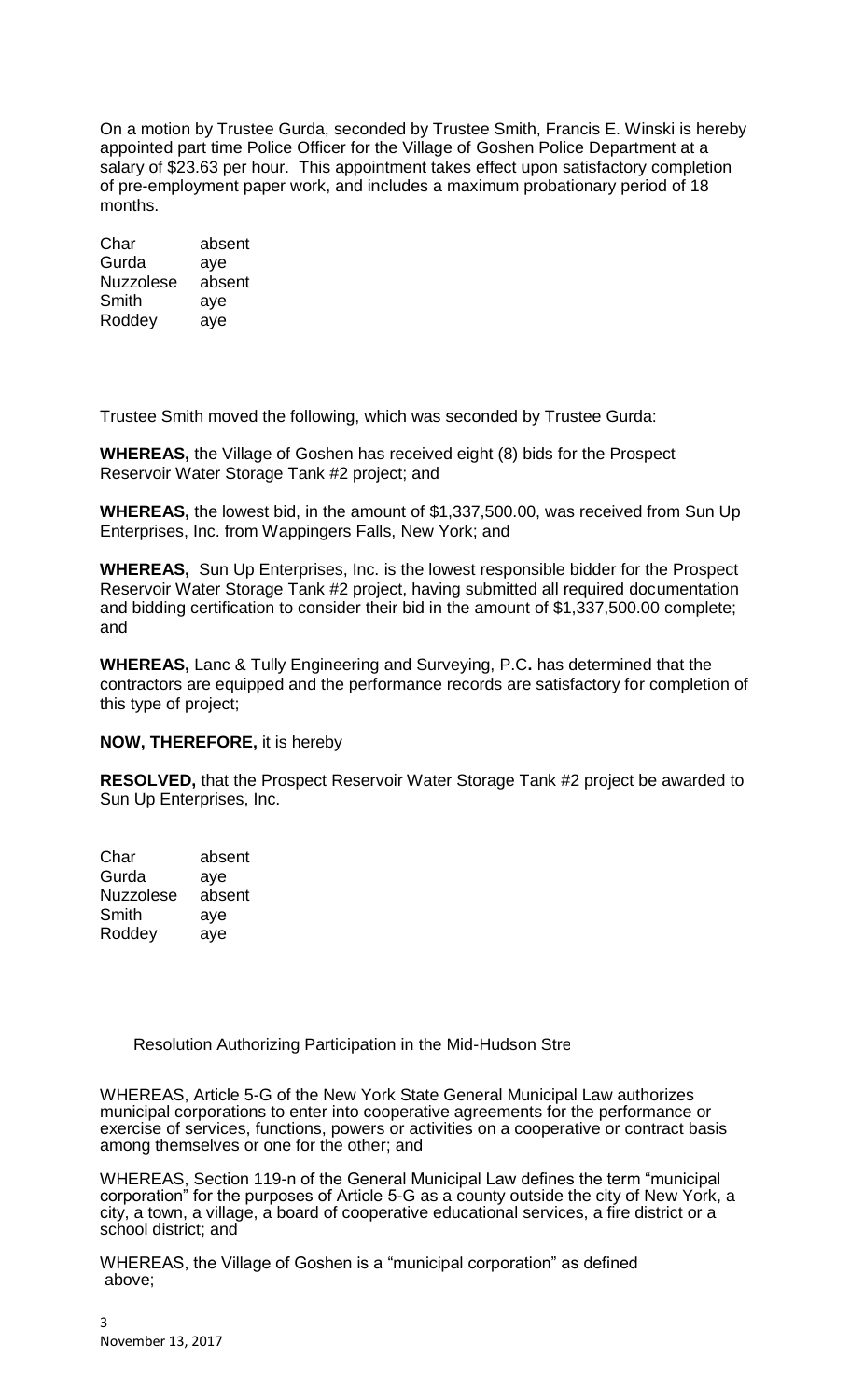On a motion by Trustee Gurda, seconded by Trustee Smith, Francis E. Winski is hereby appointed part time Police Officer for the Village of Goshen Police Department at a salary of $23.63 per hour. This appointment takes effect upon satisfactory completion of pre-employment paper work, and includes a maximum probationary period of 18 months.

| | |
|---|---|
| Char | absent |
| Gurda | aye |
| Nuzzolese | absent |
| Smith | aye |
| Roddey | aye |

Trustee Smith moved the following, which was seconded by Trustee Gurda:

**WHEREAS,** the Village of Goshen has received eight (8) bids for the Prospect Reservoir Water Storage Tank #2 project; and

**WHEREAS,** the lowest bid, in the amount of $1,337,500.00, was received from Sun Up Enterprises, Inc. from Wappingers Falls, New York; and

**WHEREAS,** Sun Up Enterprises, Inc. is the lowest responsible bidder for the Prospect Reservoir Water Storage Tank #2 project, having submitted all required documentation and bidding certification to consider their bid in the amount of $1,337,500.00 complete; and

**WHEREAS,** Lanc & Tully Engineering and Surveying, P.C**.** has determined that the contractors are equipped and the performance records are satisfactory for completion of this type of project;

**NOW, THEREFORE,** it is hereby

**RESOLVED,** that the Prospect Reservoir Water Storage Tank #2 project be awarded to Sun Up Enterprises, Inc.

| | |
|---|---|
| Char | absent |
| Gurda | aye |
| Nuzzolese | absent |
| Smith | aye |
| Roddey | aye |

Resolution Authorizing Participation in the Mid-Hudson Stre

WHEREAS, Article 5-G of the New York State General Municipal Law authorizes municipal corporations to enter into cooperative agreements for the performance or exercise of services, functions, powers or activities on a cooperative or contract basis among themselves or one for the other; and

WHEREAS, Section 119-n of the General Municipal Law defines the term "municipal corporation" for the purposes of Article 5-G as a county outside the city of New York, a city, a town, a village, a board of cooperative educational services, a fire district or a school district; and

WHEREAS, the Village of Goshen is a "municipal corporation" as defined above;

November 13, 2017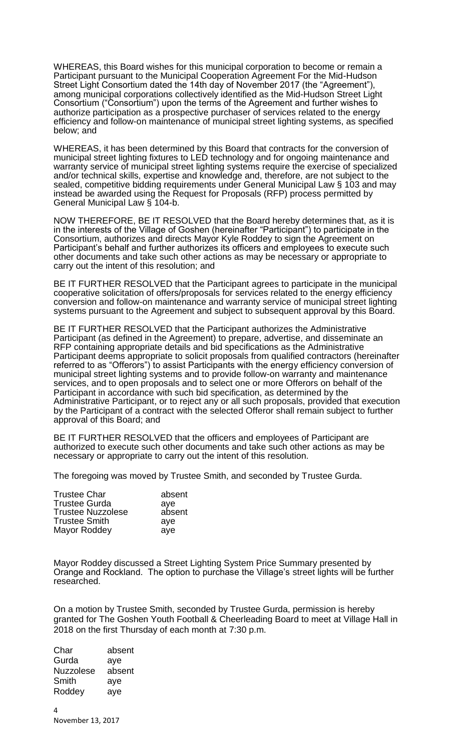WHEREAS, this Board wishes for this municipal corporation to become or remain a Participant pursuant to the Municipal Cooperation Agreement For the Mid-Hudson Street Light Consortium dated the 14th day of November 2017 (the "Agreement"), among municipal corporations collectively identified as the Mid-Hudson Street Light Consortium ("Consortium") upon the terms of the Agreement and further wishes to authorize participation as a prospective purchaser of services related to the energy efficiency and follow-on maintenance of municipal street lighting systems, as specified below; and

WHEREAS, it has been determined by this Board that contracts for the conversion of municipal street lighting fixtures to LED technology and for ongoing maintenance and warranty service of municipal street lighting systems require the exercise of specialized and/or technical skills, expertise and knowledge and, therefore, are not subject to the sealed, competitive bidding requirements under General Municipal Law § 103 and may instead be awarded using the Request for Proposals (RFP) process permitted by General Municipal Law § 104-b.

NOW THEREFORE, BE IT RESOLVED that the Board hereby determines that, as it is in the interests of the Village of Goshen (hereinafter "Participant") to participate in the Consortium, authorizes and directs Mayor Kyle Roddey to sign the Agreement on Participant's behalf and further authorizes its officers and employees to execute such other documents and take such other actions as may be necessary or appropriate to carry out the intent of this resolution; and

BE IT FURTHER RESOLVED that the Participant agrees to participate in the municipal cooperative solicitation of offers/proposals for services related to the energy efficiency conversion and follow-on maintenance and warranty service of municipal street lighting systems pursuant to the Agreement and subject to subsequent approval by this Board.

BE IT FURTHER RESOLVED that the Participant authorizes the Administrative Participant (as defined in the Agreement) to prepare, advertise, and disseminate an RFP containing appropriate details and bid specifications as the Administrative Participant deems appropriate to solicit proposals from qualified contractors (hereinafter referred to as "Offerors") to assist Participants with the energy efficiency conversion of municipal street lighting systems and to provide follow-on warranty and maintenance services, and to open proposals and to select one or more Offerors on behalf of the Participant in accordance with such bid specification, as determined by the Administrative Participant, or to reject any or all such proposals, provided that execution by the Participant of a contract with the selected Offeror shall remain subject to further approval of this Board; and

BE IT FURTHER RESOLVED that the officers and employees of Participant are authorized to execute such other documents and take such other actions as may be necessary or appropriate to carry out the intent of this resolution.

The foregoing was moved by Trustee Smith, and seconded by Trustee Gurda.

| | |
|---|---|
| Trustee Char | absent |
| Trustee Gurda | aye |
| Trustee Nuzzolese | absent |
| Trustee Smith | aye |
| Mayor Roddey | aye |

Mayor Roddey discussed a Street Lighting System Price Summary presented by Orange and Rockland. The option to purchase the Village's street lights will be further researched.

On a motion by Trustee Smith, seconded by Trustee Gurda, permission is hereby granted for The Goshen Youth Football & Cheerleading Board to meet at Village Hall in 2018 on the first Thursday of each month at 7:30 p.m.

| | |
|---|---|
| Char | absent |
| Gurda | aye |
| Nuzzolese | absent |
| Smith | aye |
| Roddey | aye |

November 13, 2017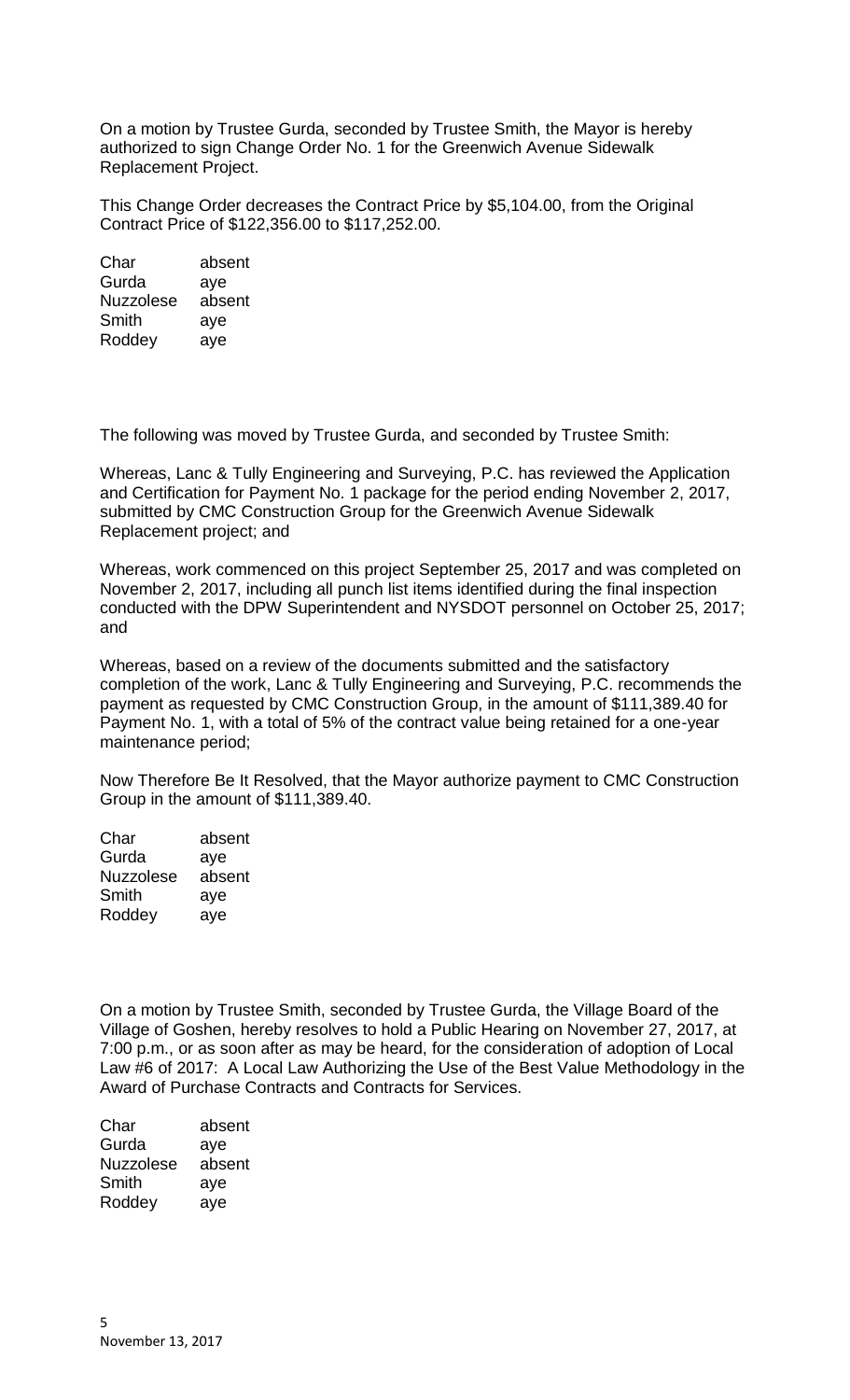On a motion by Trustee Gurda, seconded by Trustee Smith, the Mayor is hereby authorized to sign Change Order No. 1 for the Greenwich Avenue Sidewalk Replacement Project.

This Change Order decreases the Contract Price by $5,104.00, from the Original Contract Price of $122,356.00 to $117,252.00.

| | |
|---|---|
| Char | absent |
| Gurda | aye |
| Nuzzolese | absent |
| Smith | aye |
| Roddey | aye |

The following was moved by Trustee Gurda, and seconded by Trustee Smith:

Whereas, Lanc & Tully Engineering and Surveying, P.C. has reviewed the Application and Certification for Payment No. 1 package for the period ending November 2, 2017, submitted by CMC Construction Group for the Greenwich Avenue Sidewalk Replacement project; and

Whereas, work commenced on this project September 25, 2017 and was completed on November 2, 2017, including all punch list items identified during the final inspection conducted with the DPW Superintendent and NYSDOT personnel on October 25, 2017; and

Whereas, based on a review of the documents submitted and the satisfactory completion of the work, Lanc & Tully Engineering and Surveying, P.C. recommends the payment as requested by CMC Construction Group, in the amount of $111,389.40 for Payment No. 1, with a total of 5% of the contract value being retained for a one-year maintenance period;

Now Therefore Be It Resolved, that the Mayor authorize payment to CMC Construction Group in the amount of $111,389.40.

| | |
|---|---|
| Char | absent |
| Gurda | aye |
| Nuzzolese | absent |
| Smith | aye |
| Roddey | aye |

On a motion by Trustee Smith, seconded by Trustee Gurda, the Village Board of the Village of Goshen, hereby resolves to hold a Public Hearing on November 27, 2017, at 7:00 p.m., or as soon after as may be heard, for the consideration of adoption of Local Law #6 of 2017: A Local Law Authorizing the Use of the Best Value Methodology in the Award of Purchase Contracts and Contracts for Services.

| | |
|---|---|
| Char | absent |
| Gurda | aye |
| Nuzzolese | absent |
| Smith | aye |
| Roddey | aye |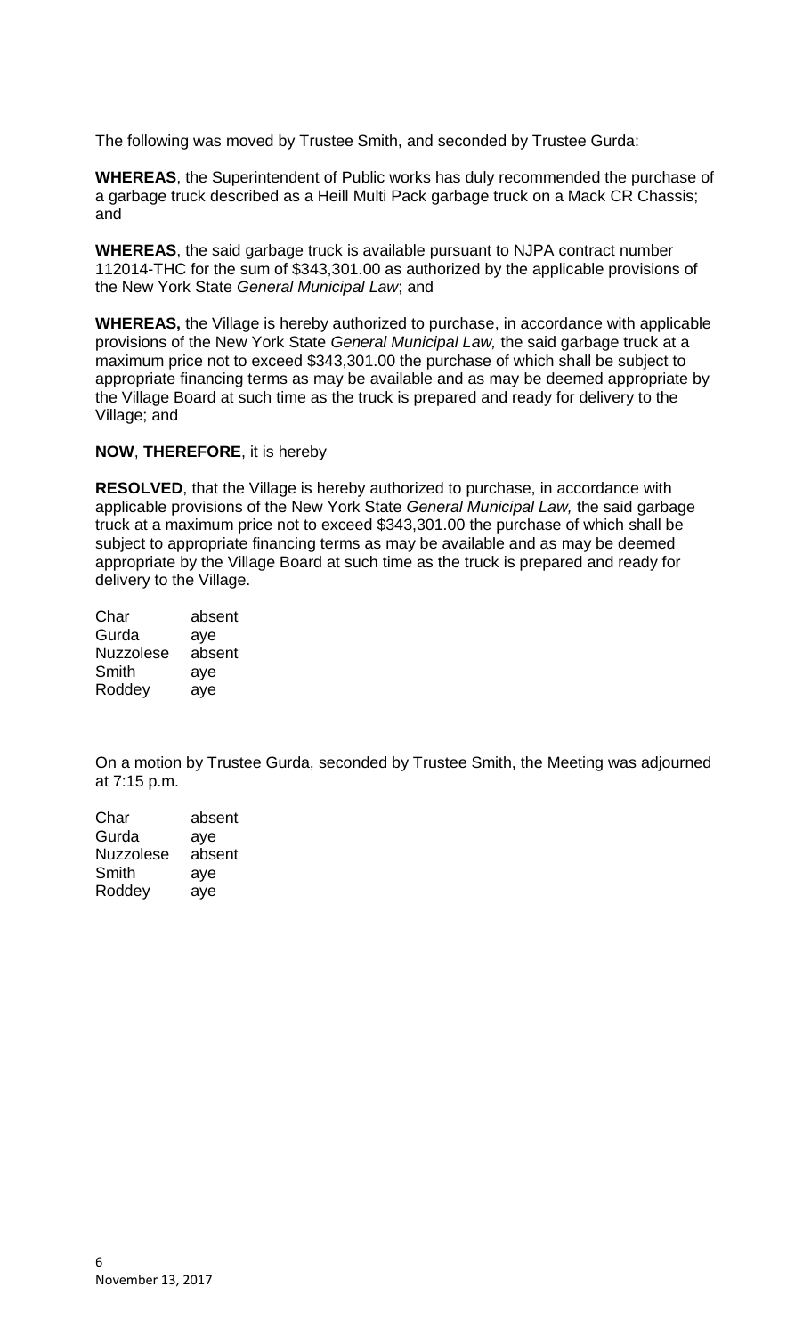The following was moved by Trustee Smith, and seconded by Trustee Gurda:

**WHEREAS**, the Superintendent of Public works has duly recommended the purchase of a garbage truck described as a Heill Multi Pack garbage truck on a Mack CR Chassis; and

**WHEREAS**, the said garbage truck is available pursuant to NJPA contract number 112014-THC for the sum of $343,301.00 as authorized by the applicable provisions of the New York State *General Municipal Law*; and

**WHEREAS,** the Village is hereby authorized to purchase, in accordance with applicable provisions of the New York State *General Municipal Law,* the said garbage truck at a maximum price not to exceed $343,301.00 the purchase of which shall be subject to appropriate financing terms as may be available and as may be deemed appropriate by the Village Board at such time as the truck is prepared and ready for delivery to the Village; and

**NOW**, **THEREFORE**, it is hereby

**RESOLVED**, that the Village is hereby authorized to purchase, in accordance with applicable provisions of the New York State *General Municipal Law,* the said garbage truck at a maximum price not to exceed $343,301.00 the purchase of which shall be subject to appropriate financing terms as may be available and as may be deemed appropriate by the Village Board at such time as the truck is prepared and ready for delivery to the Village.

| | |
|---|---|
| Char | absent |
| Gurda | aye |
| Nuzzolese | absent |
| Smith | aye |
| Roddey | aye |

On a motion by Trustee Gurda, seconded by Trustee Smith, the Meeting was adjourned at 7:15 p.m.

| | |
|---|---|
| Char | absent |
| Gurda | aye |
| Nuzzolese | absent |
| Smith | aye |
| Roddey | aye |